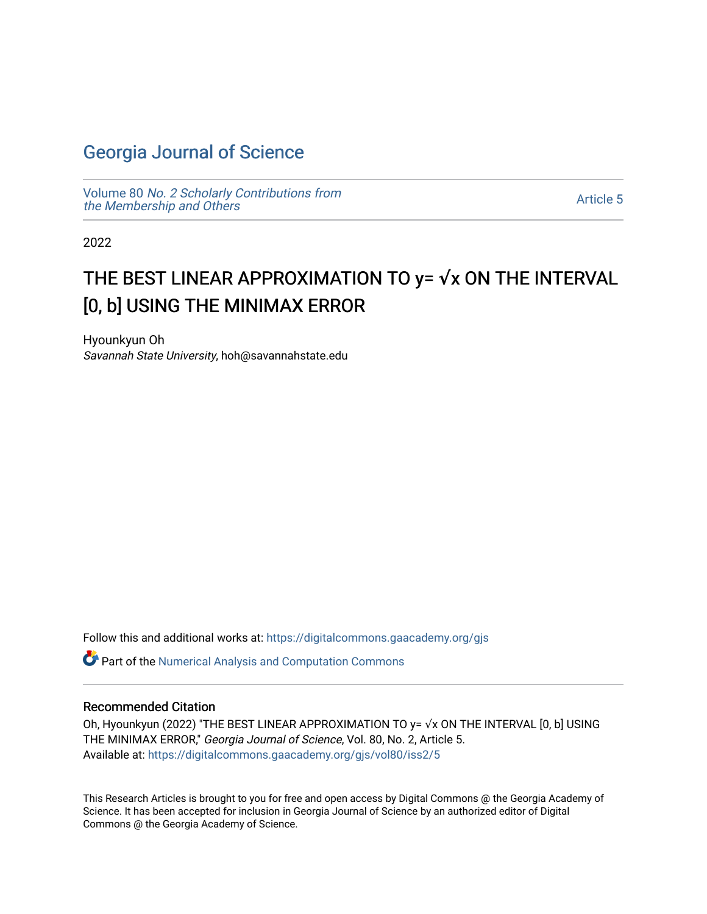# Georgia Journal of Science

Volume 80 *No. 2 Scholarly Contributions from the Membership and Others*

Article 5

2022

# THE BEST LINEAR APPROXIMATION TO y= √x ON THE INTERVAL [0, b] USING THE MINIMAX ERROR

Hyounkyun Oh
*Savannah State University*, hoh@savannahstate.edu

Follow this and additional works at: https://digitalcommons.gaacademy.org/gjs

Part of the Numerical Analysis and Computation Commons

## Recommended Citation

Oh, Hyounkyun (2022) "THE BEST LINEAR APPROXIMATION TO y= √x ON THE INTERVAL [0, b] USING THE MINIMAX ERROR," *Georgia Journal of Science*, Vol. 80, No. 2, Article 5.
Available at: https://digitalcommons.gaacademy.org/gjs/vol80/iss2/5

This Research Articles is brought to you for free and open access by Digital Commons @ the Georgia Academy of Science. It has been accepted for inclusion in Georgia Journal of Science by an authorized editor of Digital Commons @ the Georgia Academy of Science.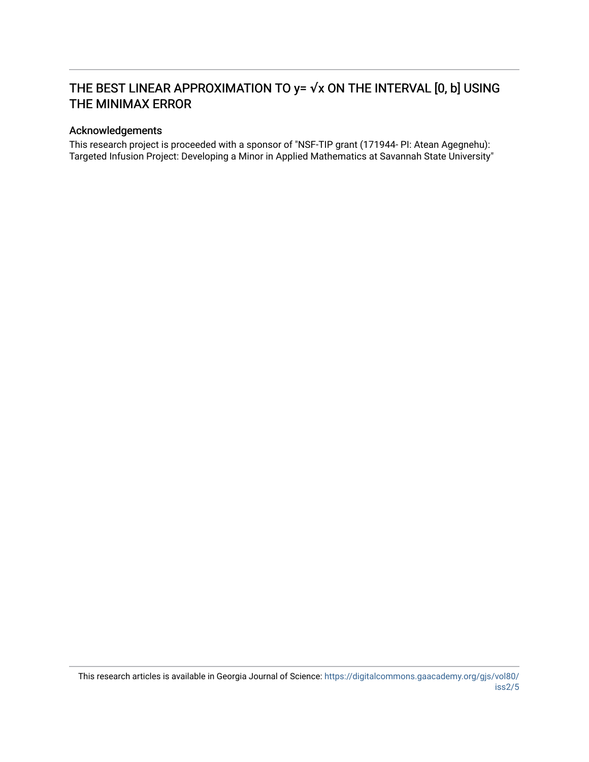# THE BEST LINEAR APPROXIMATION TO y= √x ON THE INTERVAL [0, b] USING THE MINIMAX ERROR

## Acknowledgements

This research project is proceeded with a sponsor of "NSF-TIP grant (171944- PI: Atean Agegnehu): Targeted Infusion Project: Developing a Minor in Applied Mathematics at Savannah State University"

This research articles is available in Georgia Journal of Science: https://digitalcommons.gaacademy.org/gjs/vol80/iss2/5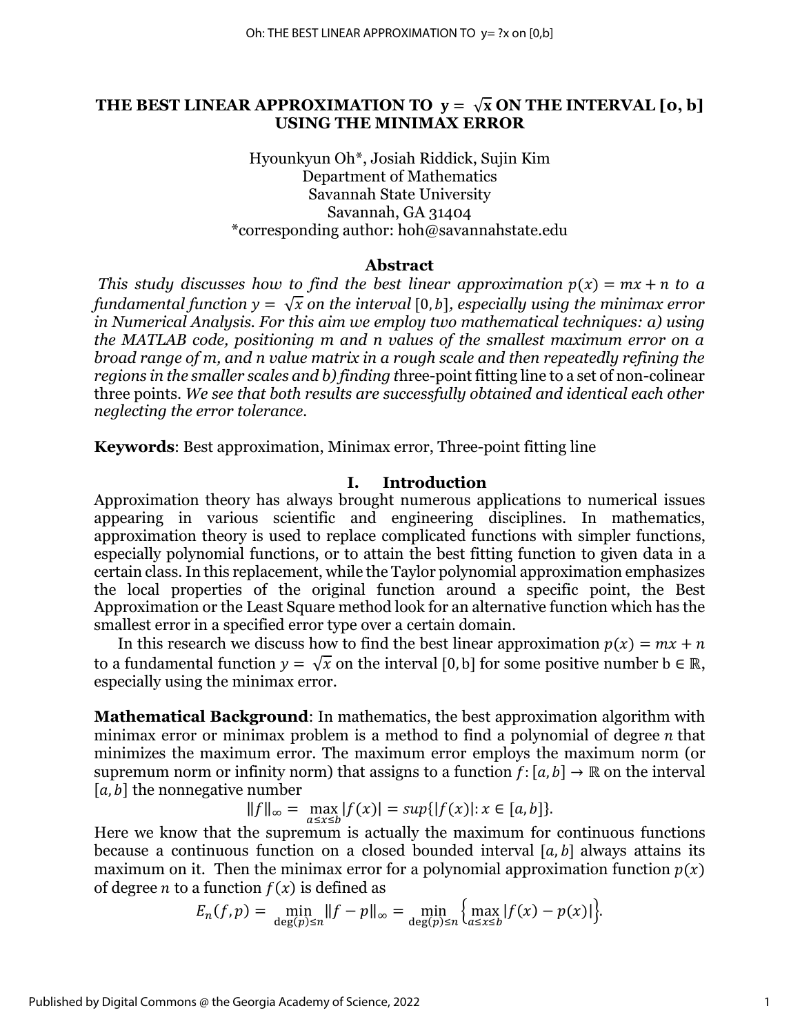# THE BEST LINEAR APPROXIMATION TO $\mathbf{y = \sqrt{x}}$ ON THE INTERVAL $[\mathbf{0, b}]$ USING THE MINIMAX ERROR

Hyounkyun Oh*, Josiah Riddick, Sujin Kim
Department of Mathematics
Savannah State University
Savannah, GA 31404
*corresponding author: hoh@savannahstate.edu

## Abstract

*This study discusses how to find the best linear approximation $p(x) = mx + n$ to a fundamental function $y = \sqrt{x}$ on the interval $[0, b]$, especially using the minimax error in Numerical Analysis. For this aim we employ two mathematical techniques: a) using the MATLAB code, positioning m and n values of the smallest maximum error on a broad range of m, and n value matrix in a rough scale and then repeatedly refining the regions in the smaller scales and b) finding t*hree-point fitting line to a set of non-colinear three points. *We see that both results are successfully obtained and identical each other neglecting the error tolerance.*

**Keywords**: Best approximation, Minimax error, Three-point fitting line

## I. Introduction

Approximation theory has always brought numerous applications to numerical issues appearing in various scientific and engineering disciplines. In mathematics, approximation theory is used to replace complicated functions with simpler functions, especially polynomial functions, or to attain the best fitting function to given data in a certain class. In this replacement, while the Taylor polynomial approximation emphasizes the local properties of the original function around a specific point, the Best Approximation or the Least Square method look for an alternative function which has the smallest error in a specified error type over a certain domain.

In this research we discuss how to find the best linear approximation $p(x) = mx + n$ to a fundamental function $y = \sqrt{x}$ on the interval $[0, \mathrm{b}]$ for some positive number $\mathrm{b} \in \mathbb{R}$, especially using the minimax error.

**Mathematical Background**: In mathematics, the best approximation algorithm with minimax error or minimax problem is a method to find a polynomial of degree $n$ that minimizes the maximum error. The maximum error employs the maximum norm (or supremum norm or infinity norm) that assigns to a function $f: [a, b] \to \mathbb{R}$ on the interval $[a, b]$ the nonnegative number

$$\|f\|_\infty = \max_{a \le x \le b} |f(x)| = sup\{|f(x)| : x \in [a, b]\}.$$

Here we know that the supremum is actually the maximum for continuous functions because a continuous function on a closed bounded interval $[a, b]$ always attains its maximum on it. Then the minimax error for a polynomial approximation function $p(x)$ of degree $n$ to a function $f(x)$ is defined as

$$E_n(f, p) = \min_{\deg(p) \le n} \|f - p\|_\infty = \min_{\deg(p) \le n} \left\{ \max_{a \le x \le b} |f(x) - p(x)| \right\}.$$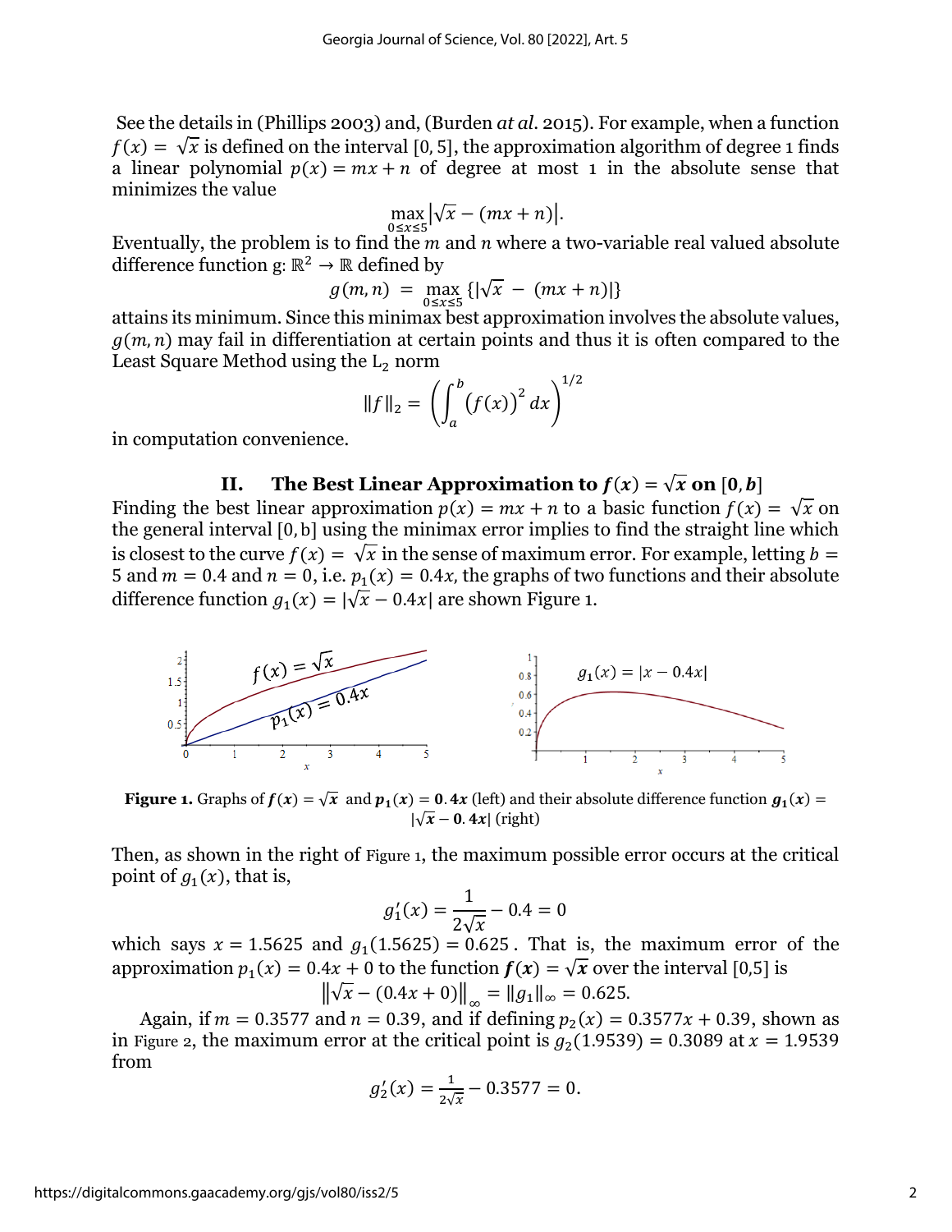See the details in (Phillips 2003) and, (Burden *at al.* 2015). For example, when a function $f(x) = \sqrt{x}$ is defined on the interval $[0, 5]$, the approximation algorithm of degree 1 finds a linear polynomial $p(x) = mx + n$ of degree at most 1 in the absolute sense that minimizes the value

$$\max_{0 \le x \le 5} \left| \sqrt{x} - (mx + n) \right|.$$

Eventually, the problem is to find the $m$ and $n$ where a two-variable real valued absolute difference function g: $\mathbb{R}^2 \to \mathbb{R}$ defined by

$$g(m, n) = \max_{0 \le x \le 5} \{ |\sqrt{x} - (mx + n)| \}$$

attains its minimum. Since this minimax best approximation involves the absolute values, $g(m, n)$ may fail in differentiation at certain points and thus it is often compared to the Least Square Method using the $L_2$ norm

$$\|f\|_2 = \left( \int_a^b (f(x))^2 \, dx \right)^{1/2}$$

in computation convenience.

## II. The Best Linear Approximation to $f(x) = \sqrt{x}$ on $[0, b]$

Finding the best linear approximation $p(x) = mx + n$ to a basic function $f(x) = \sqrt{x}$ on the general interval $[0, \text{b}]$ using the minimax error implies to find the straight line which is closest to the curve $f(x) = \sqrt{x}$ in the sense of maximum error. For example, letting $b = 5$ and $m = 0.4$ and $n = 0$, i.e. $p_1(x) = 0.4x$, the graphs of two functions and their absolute difference function $g_1(x) = |\sqrt{x} - 0.4x|$ are shown Figure 1.

**Figure 1.** Graphs of $f(x) = \sqrt{x}$ and $p_1(x) = 0.4x$ (left) and their absolute difference function $g_1(x) = |\sqrt{x} - 0.4x|$ (right)

Then, as shown in the right of Figure 1, the maximum possible error occurs at the critical point of $g_1(x)$, that is,

$$g_1'(x) = \frac{1}{2\sqrt{x}} - 0.4 = 0$$

which says $x = 1.5625$ and $g_1(1.5625) = 0.625$. That is, the maximum error of the approximation $p_1(x) = 0.4x + 0$ to the function $f(x) = \sqrt{x}$ over the interval [0,5] is

$$\left\| \sqrt{x} - (0.4x + 0) \right\|_\infty = \|g_1\|_\infty = 0.625.$$

Again, if $m = 0.3577$ and $n = 0.39$, and if defining $p_2(x) = 0.3577x + 0.39$, shown as in Figure 2, the maximum error at the critical point is $g_2(1.9539) = 0.3089$ at $x = 1.9539$ from

$$g_2'(x) = \frac{1}{2\sqrt{x}} - 0.3577 = 0.$$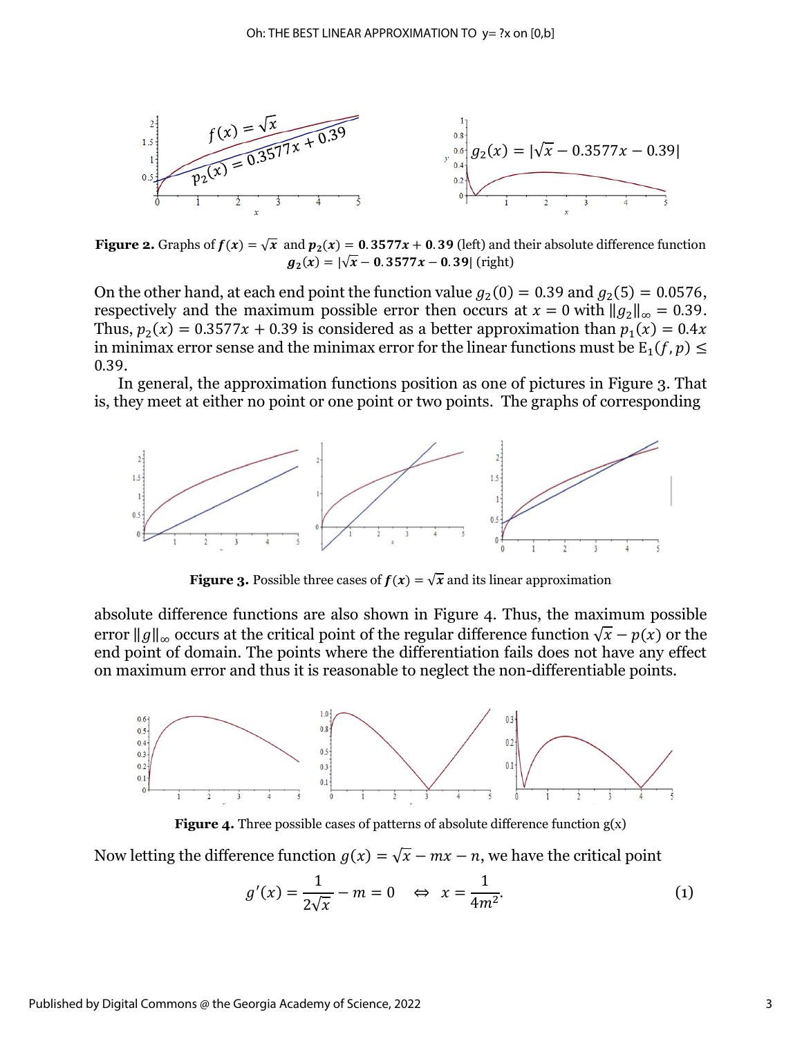**Figure 2.** Graphs of $f(x) = \sqrt{x}$ and $p_2(x) = 0.3577x + 0.39$ (left) and their absolute difference function $g_2(x) = |\sqrt{x} - 0.3577x - 0.39|$ (right)

On the other hand, at each end point the function value $g_2(0) = 0.39$ and $g_2(5) = 0.0576$, respectively and the maximum possible error then occurs at $x = 0$ with $\|g_2\|_\infty = 0.39$. Thus, $p_2(x) = 0.3577x + 0.39$ is considered as a better approximation than $p_1(x) = 0.4x$ in minimax error sense and the minimax error for the linear functions must be $\mathrm{E}_1(f, p) \leq 0.39$.

In general, the approximation functions position as one of pictures in Figure 3. That is, they meet at either no point or one point or two points. The graphs of corresponding

**Figure 3.** Possible three cases of $f(x) = \sqrt{x}$ and its linear approximation

absolute difference functions are also shown in Figure 4. Thus, the maximum possible error $\|g\|_\infty$ occurs at the critical point of the regular difference function $\sqrt{x} - p(x)$ or the end point of domain. The points where the differentiation fails does not have any effect on maximum error and thus it is reasonable to neglect the non-differentiable points.

**Figure 4.** Three possible cases of patterns of absolute difference function g(x)

Now letting the difference function $g(x) = \sqrt{x} - mx - n$, we have the critical point

$$g'(x) = \frac{1}{2\sqrt{x}} - m = 0 \quad \Leftrightarrow \quad x = \frac{1}{4m^2}. \tag{1}$$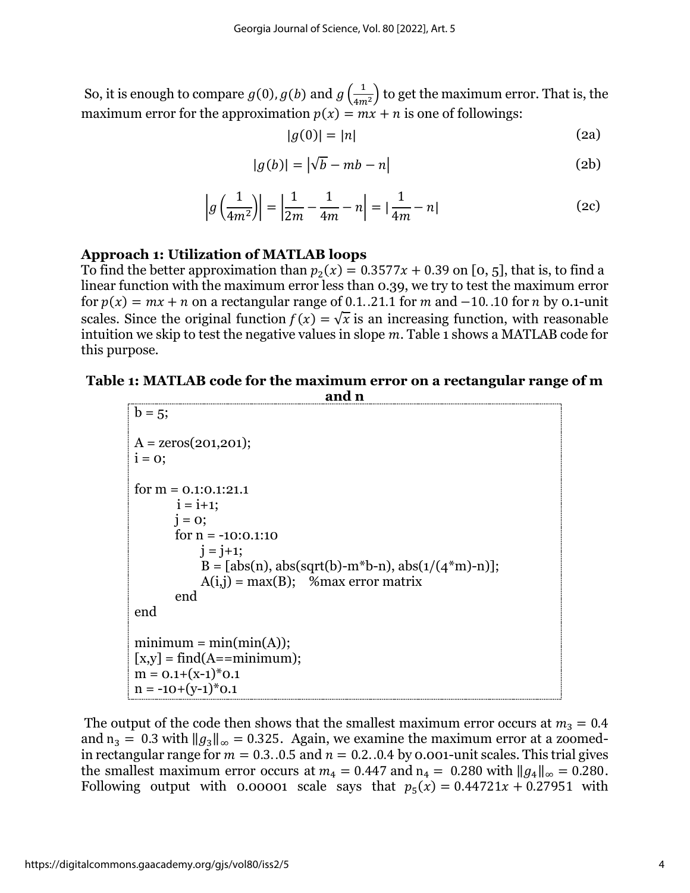So, it is enough to compare $g(0), g(b)$ and $g\left(\frac{1}{4m^2}\right)$ to get the maximum error. That is, the maximum error for the approximation $p(x) = mx + n$ is one of followings:

$$|g(0)| = |n| \tag{2a}$$

$$|g(b)| = \left|\sqrt{b} - mb - n\right| \tag{2b}$$

$$\left|g\left(\frac{1}{4m^2}\right)\right| = \left|\frac{1}{2m} - \frac{1}{4m} - n\right| = \left|\frac{1}{4m} - n\right| \tag{2c}$$

**Approach 1: Utilization of MATLAB loops**

To find the better approximation than $p_2(x) = 0.3577x + 0.39$ on [0, 5], that is, to find a linear function with the maximum error less than 0.39, we try to test the maximum error for $p(x) = mx + n$ on a rectangular range of 0.1..21.1 for $m$ and $-10..10$ for $n$ by 0.1-unit scales. Since the original function $f(x) = \sqrt{x}$ is an increasing function, with reasonable intuition we skip to test the negative values in slope $m$. Table 1 shows a MATLAB code for this purpose.

**Table 1: MATLAB code for the maximum error on a rectangular range of m and n**

```
b = 5;

A = zeros(201,201);
i = 0;

for m = 0.1:0.1:21.1
        i = i+1;
        j = 0;
        for n = -10:0.1:10
              j = j+1;
              B = [abs(n), abs(sqrt(b)-m*b-n), abs(1/(4*m)-n)];
              A(i,j) = max(B);    %max error matrix
        end
end

minimum = min(min(A));
[x,y] = find(A==minimum);
m = 0.1+(x-1)*0.1
n = -10+(y-1)*0.1
```

The output of the code then shows that the smallest maximum error occurs at $m_3 = 0.4$ and $n_3 = 0.3$ with $\|g_3\|_\infty = 0.325$. Again, we examine the maximum error at a zoomed-in rectangular range for $m = 0.3..0.5$ and $n = 0.2..0.4$ by 0.001-unit scales. This trial gives the smallest maximum error occurs at $m_4 = 0.447$ and $n_4 = 0.280$ with $\|g_4\|_\infty = 0.280$. Following output with 0.00001 scale says that $p_5(x) = 0.44721x + 0.27951$ with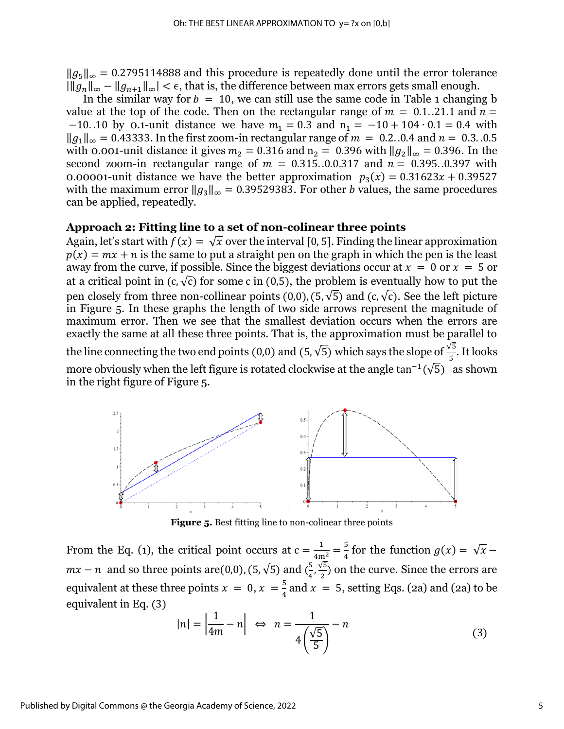$\|g_5\|_\infty = 0.2795114888$ and this procedure is repeatedly done until the error tolerance $|\|g_n\|_\infty - \|g_{n+1}\|_\infty| < \epsilon$, that is, the difference between max errors gets small enough.

In the similar way for $b = 10$, we can still use the same code in Table 1 changing b value at the top of the code. Then on the rectangular range of $m = 0.1..21.1$ and $n = -10..10$ by 0.1-unit distance we have $m_1 = 0.3$ and $n_1 = -10 + 104 \cdot 0.1 = 0.4$ with $\|g_1\|_\infty = 0.43333$. In the first zoom-in rectangular range of $m = 0.2..0.4$ and $n = 0.3..0.5$ with 0.001-unit distance it gives $m_2 = 0.316$ and $n_2 = 0.396$ with $\|g_2\|_\infty = 0.396$. In the second zoom-in rectangular range of $m = 0.315..0.0.317$ and $n = 0.395..0.397$ with 0.00001-unit distance we have the better approximation $p_3(x) = 0.31623x + 0.39527$ with the maximum error $\|g_3\|_\infty = 0.39529383$. For other $b$ values, the same procedures can be applied, repeatedly.

**Approach 2: Fitting line to a set of non-colinear three points**

Again, let's start with $f(x) = \sqrt{x}$ over the interval $[0, 5]$. Finding the linear approximation $p(x) = mx + n$ is the same to put a straight pen on the graph in which the pen is the least away from the curve, if possible. Since the biggest deviations occur at $x = 0$ or $x = 5$ or at a critical point in $(c, \sqrt{c})$ for some c in (0,5), the problem is eventually how to put the pen closely from three non-collinear points $(0,0)$, $(5, \sqrt{5})$ and $(c, \sqrt{c})$. See the left picture in Figure 5. In these graphs the length of two side arrows represent the magnitude of maximum error. Then we see that the smallest deviation occurs when the errors are exactly the same at all these three points. That is, the approximation must be parallel to the line connecting the two end points $(0,0)$ and $(5, \sqrt{5})$ which says the slope of $\frac{\sqrt{5}}{5}$. It looks more obviously when the left figure is rotated clockwise at the angle $\tan^{-1}(\sqrt{5})$ as shown in the right figure of Figure 5.

**Figure 5.** Best fitting line to non-colinear three points

From the Eq. (1), the critical point occurs at $c = \frac{1}{4m^2} = \frac{5}{4}$ for the function $g(x) = \sqrt{x} - mx - n$ and so three points are$(0,0)$, $(5, \sqrt{5})$ and $(\frac{5}{4}, \frac{\sqrt{5}}{2})$ on the curve. Since the errors are equivalent at these three points $x = 0$, $x = \frac{5}{4}$ and $x = 5$, setting Eqs. (2a) and (2a) to be equivalent in Eq. (3)

$$|n| = \left|\frac{1}{4m} - n\right| \iff n = \frac{1}{4\left(\frac{\sqrt{5}}{5}\right)} - n \tag{3}$$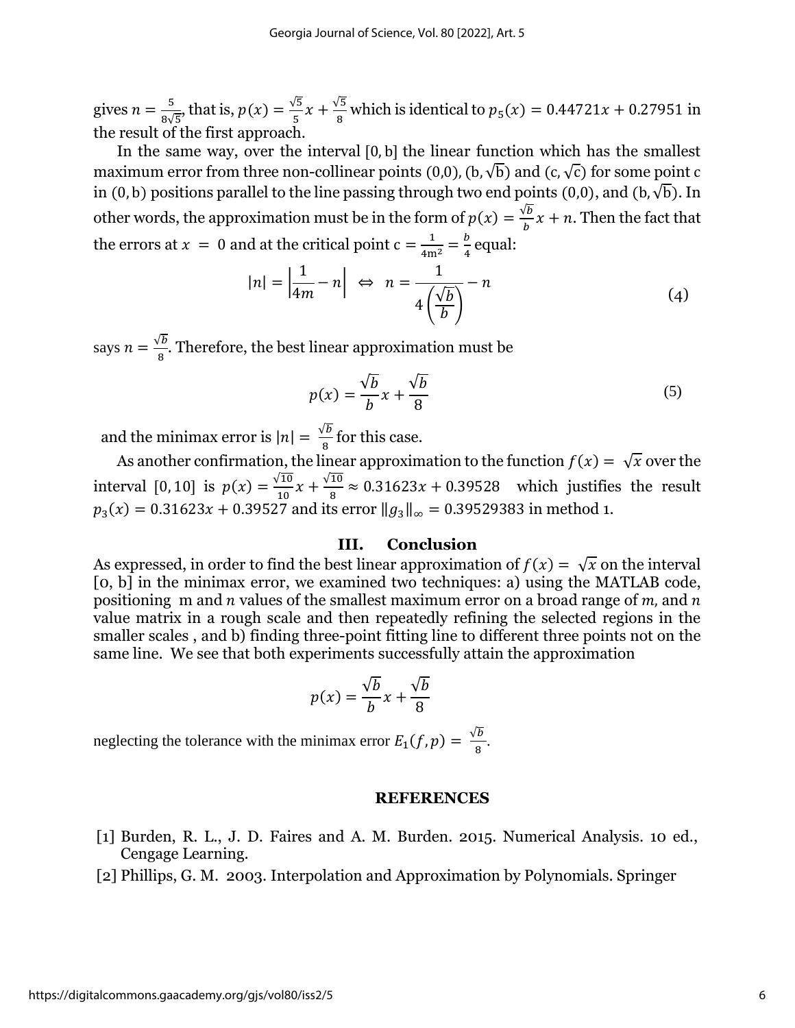gives $n = \frac{5}{8\sqrt{5}}$, that is, $p(x) = \frac{\sqrt{5}}{5}x + \frac{\sqrt{5}}{8}$ which is identical to $p_5(x) = 0.44721x + 0.27951$ in the result of the first approach.

In the same way, over the interval $[0, \mathrm{b}]$ the linear function which has the smallest maximum error from three non-collinear points (0,0), $(\mathrm{b}, \sqrt{\mathrm{b}})$ and $(\mathrm{c}, \sqrt{\mathrm{c}})$ for some point c in $(0, \mathrm{b})$ positions parallel to the line passing through two end points (0,0), and $(\mathrm{b}, \sqrt{\mathrm{b}})$. In other words, the approximation must be in the form of $p(x) = \frac{\sqrt{b}}{b}x + n$. Then the fact that the errors at $x = 0$ and at the critical point $\mathrm{c} = \frac{1}{4\mathrm{m}^2} = \frac{b}{4}$ equal:

$$|n| = \left|\frac{1}{4m} - n\right| \iff n = \frac{1}{4\left(\frac{\sqrt{b}}{b}\right)} - n \tag{4}$$

says $n = \frac{\sqrt{b}}{8}$. Therefore, the best linear approximation must be

$$p(x) = \frac{\sqrt{b}}{b}x + \frac{\sqrt{b}}{8} \tag{5}$$

and the minimax error is $|n| = \frac{\sqrt{b}}{8}$ for this case.

As another confirmation, the linear approximation to the function $f(x) = \sqrt{x}$ over the interval $[0, 10]$ is $p(x) = \frac{\sqrt{10}}{10}x + \frac{\sqrt{10}}{8} \approx 0.31623x + 0.39528$ which justifies the result $p_3(x) = 0.31623x + 0.39527$ and its error $\|g_3\|_\infty = 0.39529383$ in method 1.

## III. Conclusion

As expressed, in order to find the best linear approximation of $f(x) = \sqrt{x}$ on the interval [0, b] in the minimax error, we examined two techniques: a) using the MATLAB code, positioning m and $n$ values of the smallest maximum error on a broad range of $m$, and $n$ value matrix in a rough scale and then repeatedly refining the selected regions in the smaller scales , and b) finding three-point fitting line to different three points not on the same line. We see that both experiments successfully attain the approximation

$$p(x) = \frac{\sqrt{b}}{b}x + \frac{\sqrt{b}}{8}$$

neglecting the tolerance with the minimax error $E_1(f, p) = \frac{\sqrt{b}}{8}$.

## REFERENCES

[1] Burden, R. L., J. D. Faires and A. M. Burden. 2015. Numerical Analysis. 10 ed., Cengage Learning.

[2] Phillips, G. M. 2003. Interpolation and Approximation by Polynomials. Springer